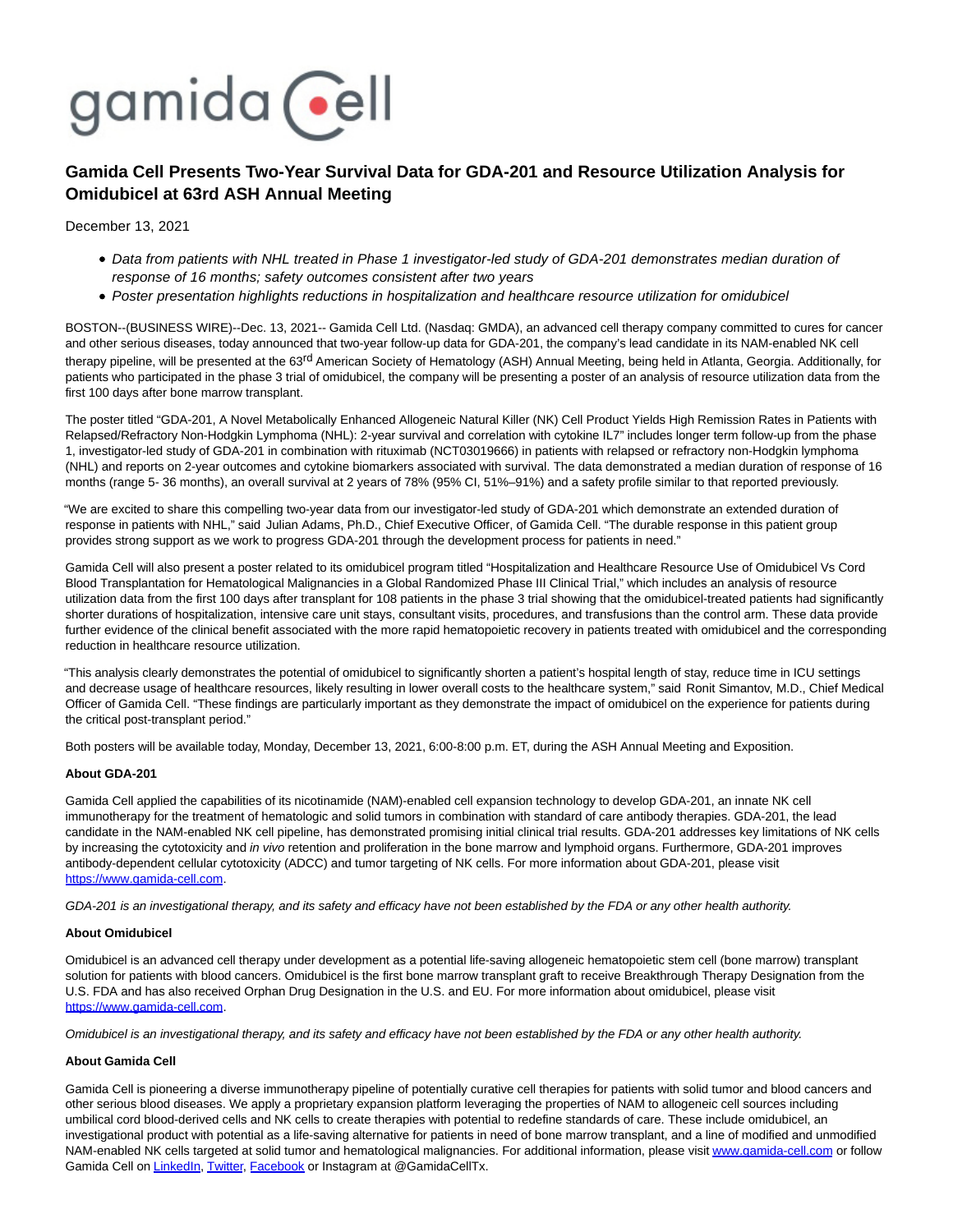gamida Cell

# Gamida Cell Presents Two-Year Survival Data for GDA-201 and Resource Utilization Analysis for Omidubicel at 63rd ASH Annual Meeting

December 13, 2021

- *Data from patients with NHL treated in Phase 1 investigator-led study of GDA-201 demonstrates median duration of response of 16 months; safety outcomes consistent after two years*
- *Poster presentation highlights reductions in hospitalization and healthcare resource utilization for omidubicel*

BOSTON--(BUSINESS WIRE)--Dec. 13, 2021-- Gamida Cell Ltd. (Nasdaq: GMDA), an advanced cell therapy company committed to cures for cancer and other serious diseases, today announced that two-year follow-up data for GDA-201, the company's lead candidate in its NAM-enabled NK cell therapy pipeline, will be presented at the 63rd American Society of Hematology (ASH) Annual Meeting, being held in Atlanta, Georgia. Additionally, for patients who participated in the phase 3 trial of omidubicel, the company will be presenting a poster of an analysis of resource utilization data from the first 100 days after bone marrow transplant.

The poster titled "GDA-201, A Novel Metabolically Enhanced Allogeneic Natural Killer (NK) Cell Product Yields High Remission Rates in Patients with Relapsed/Refractory Non-Hodgkin Lymphoma (NHL): 2-year survival and correlation with cytokine IL7" includes longer term follow-up from the phase 1, investigator-led study of GDA-201 in combination with rituximab (NCT03019666) in patients with relapsed or refractory non-Hodgkin lymphoma (NHL) and reports on 2-year outcomes and cytokine biomarkers associated with survival. The data demonstrated a median duration of response of 16 months (range 5- 36 months), an overall survival at 2 years of 78% (95% CI, 51%–91%) and a safety profile similar to that reported previously.

"We are excited to share this compelling two-year data from our investigator-led study of GDA-201 which demonstrate an extended duration of response in patients with NHL," said Julian Adams, Ph.D., Chief Executive Officer, of Gamida Cell. "The durable response in this patient group provides strong support as we work to progress GDA-201 through the development process for patients in need."

Gamida Cell will also present a poster related to its omidubicel program titled "Hospitalization and Healthcare Resource Use of Omidubicel Vs Cord Blood Transplantation for Hematological Malignancies in a Global Randomized Phase III Clinical Trial," which includes an analysis of resource utilization data from the first 100 days after transplant for 108 patients in the phase 3 trial showing that the omidubicel-treated patients had significantly shorter durations of hospitalization, intensive care unit stays, consultant visits, procedures, and transfusions than the control arm. These data provide further evidence of the clinical benefit associated with the more rapid hematopoietic recovery in patients treated with omidubicel and the corresponding reduction in healthcare resource utilization.

"This analysis clearly demonstrates the potential of omidubicel to significantly shorten a patient's hospital length of stay, reduce time in ICU settings and decrease usage of healthcare resources, likely resulting in lower overall costs to the healthcare system," said Ronit Simantov, M.D., Chief Medical Officer of Gamida Cell. "These findings are particularly important as they demonstrate the impact of omidubicel on the experience for patients during the critical post-transplant period."

Both posters will be available today, Monday, December 13, 2021, 6:00-8:00 p.m. ET, during the ASH Annual Meeting and Exposition.

**About GDA-201**

Gamida Cell applied the capabilities of its nicotinamide (NAM)-enabled cell expansion technology to develop GDA-201, an innate NK cell immunotherapy for the treatment of hematologic and solid tumors in combination with standard of care antibody therapies. GDA-201, the lead candidate in the NAM-enabled NK cell pipeline, has demonstrated promising initial clinical trial results. GDA-201 addresses key limitations of NK cells by increasing the cytotoxicity and *in vivo* retention and proliferation in the bone marrow and lymphoid organs. Furthermore, GDA-201 improves antibody-dependent cellular cytotoxicity (ADCC) and tumor targeting of NK cells. For more information about GDA-201, please visit https://www.gamida-cell.com.

*GDA-201 is an investigational therapy, and its safety and efficacy have not been established by the FDA or any other health authority.*

**About Omidubicel**

Omidubicel is an advanced cell therapy under development as a potential life-saving allogeneic hematopoietic stem cell (bone marrow) transplant solution for patients with blood cancers. Omidubicel is the first bone marrow transplant graft to receive Breakthrough Therapy Designation from the U.S. FDA and has also received Orphan Drug Designation in the U.S. and EU. For more information about omidubicel, please visit https://www.gamida-cell.com.

*Omidubicel is an investigational therapy, and its safety and efficacy have not been established by the FDA or any other health authority.*

**About Gamida Cell**

Gamida Cell is pioneering a diverse immunotherapy pipeline of potentially curative cell therapies for patients with solid tumor and blood cancers and other serious blood diseases. We apply a proprietary expansion platform leveraging the properties of NAM to allogeneic cell sources including umbilical cord blood-derived cells and NK cells to create therapies with potential to redefine standards of care. These include omidubicel, an investigational product with potential as a life-saving alternative for patients in need of bone marrow transplant, and a line of modified and unmodified NAM-enabled NK cells targeted at solid tumor and hematological malignancies. For additional information, please visit www.gamida-cell.com or follow Gamida Cell on LinkedIn, Twitter, Facebook or Instagram at @GamidaCellTx.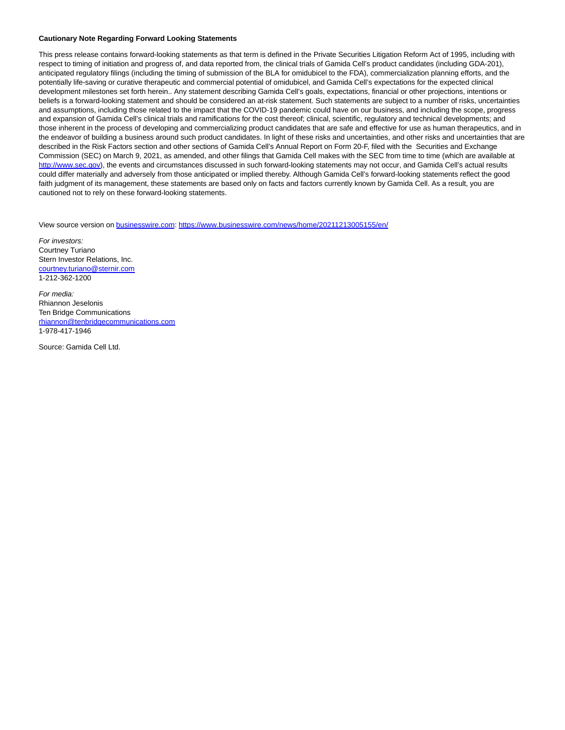**Cautionary Note Regarding Forward Looking Statements**

This press release contains forward-looking statements as that term is defined in the Private Securities Litigation Reform Act of 1995, including with respect to timing of initiation and progress of, and data reported from, the clinical trials of Gamida Cell's product candidates (including GDA-201), anticipated regulatory filings (including the timing of submission of the BLA for omidubicel to the FDA), commercialization planning efforts, and the potentially life-saving or curative therapeutic and commercial potential of omidubicel, and Gamida Cell's expectations for the expected clinical development milestones set forth herein.. Any statement describing Gamida Cell's goals, expectations, financial or other projections, intentions or beliefs is a forward-looking statement and should be considered an at-risk statement. Such statements are subject to a number of risks, uncertainties and assumptions, including those related to the impact that the COVID-19 pandemic could have on our business, and including the scope, progress and expansion of Gamida Cell's clinical trials and ramifications for the cost thereof; clinical, scientific, regulatory and technical developments; and those inherent in the process of developing and commercializing product candidates that are safe and effective for use as human therapeutics, and in the endeavor of building a business around such product candidates. In light of these risks and uncertainties, and other risks and uncertainties that are described in the Risk Factors section and other sections of Gamida Cell's Annual Report on Form 20-F, filed with the Securities and Exchange Commission (SEC) on March 9, 2021, as amended, and other filings that Gamida Cell makes with the SEC from time to time (which are available at http://www.sec.gov), the events and circumstances discussed in such forward-looking statements may not occur, and Gamida Cell's actual results could differ materially and adversely from those anticipated or implied thereby. Although Gamida Cell's forward-looking statements reflect the good faith judgment of its management, these statements are based only on facts and factors currently known by Gamida Cell. As a result, you are cautioned not to rely on these forward-looking statements.

View source version on businesswire.com: https://www.businesswire.com/news/home/20211213005155/en/

*For investors:*
Courtney Turiano
Stern Investor Relations, Inc.
courtney.turiano@sternir.com
1-212-362-1200

*For media:*
Rhiannon Jeselonis
Ten Bridge Communications
rhiannon@tenbridgecommunications.com
1-978-417-1946

Source: Gamida Cell Ltd.